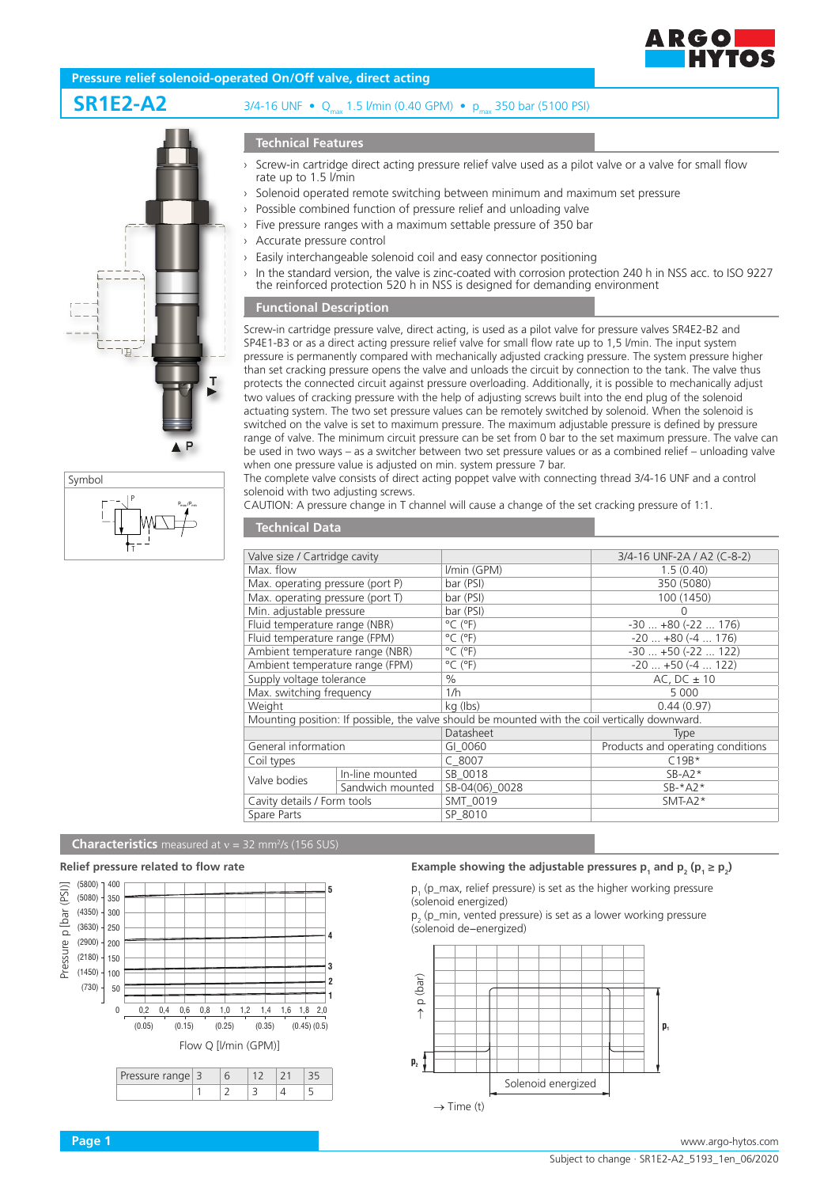## Pressure relief solenoid-operated On/Off valve, direct acting

# SR1E2-A2

3/4-16 UNF • $Q_{max}$ 1.5 l/min (0.40 GPM) • $p_{max}$ 350 bar (5100 PSI)

Symbol

### Technical Features

- Screw-in cartridge direct acting pressure relief valve used as a pilot valve or a valve for small flow rate up to 1.5 l/min
- Solenoid operated remote switching between minimum and maximum set pressure
- Possible combined function of pressure relief and unloading valve
- Five pressure ranges with a maximum settable pressure of 350 bar
- Accurate pressure control
- Easily interchangeable solenoid coil and easy connector positioning
- In the standard version, the valve is zinc-coated with corrosion protection 240 h in NSS acc. to ISO 9227 the reinforced protection 520 h in NSS is designed for demanding environment

### Functional Description

Screw-in cartridge pressure valve, direct acting, is used as a pilot valve for pressure valves SR4E2-B2 and SP4E1-B3 or as a direct acting pressure relief valve for small flow rate up to 1,5 l/min. The input system pressure is permanently compared with mechanically adjusted cracking pressure. The system pressure higher than set cracking pressure opens the valve and unloads the circuit by connection to the tank. The valve thus protects the connected circuit against pressure overloading. Additionally, it is possible to mechanically adjust two values of cracking pressure with the help of adjusting screws built into the end plug of the solenoid actuating system. The two set pressure values can be remotely switched by solenoid. When the solenoid is switched on the valve is set to maximum pressure. The maximum adjustable pressure is defined by pressure range of valve. The minimum circuit pressure can be set from 0 bar to the set maximum pressure. The valve can be used in two ways – as a switcher between two set pressure values or as a combined relief – unloading valve when one pressure value is adjusted on min. system pressure 7 bar.

The complete valve consists of direct acting poppet valve with connecting thread 3/4-16 UNF and a control solenoid with two adjusting screws.

CAUTION: A pressure change in T channel will cause a change of the set cracking pressure of 1:1.

### Technical Data

| Valve size / Cartridge cavity | | | 3/4-16 UNF-2A / A2 (C-8-2) |
|---|---|---|---|
| Max. flow | | l/min (GPM) | 1.5 (0.40) |
| Max. operating pressure (port P) | | bar (PSI) | 350 (5080) |
| Max. operating pressure (port T) | | bar (PSI) | 100 (1450) |
| Min. adjustable pressure | | bar (PSI) | 0 |
| Fluid temperature range (NBR) | | °C (°F) | -30 ... +80 (-22 ... 176) |
| Fluid temperature range (FPM) | | °C (°F) | -20 ... +80 (-4 ... 176) |
| Ambient temperature range (NBR) | | °C (°F) | -30 ... +50 (-22 ... 122) |
| Ambient temperature range (FPM) | | °C (°F) | -20 ... +50 (-4 ... 122) |
| Supply voltage tolerance | | % | AC, DC ± 10 |
| Max. switching frequency | | 1/h | 5 000 |
| Weight | | kg (lbs) | 0.44 (0.97) |
| Mounting position: If possible, the valve should be mounted with the coil vertically downward. | | | |
| | | Datasheet | Type |
| General information | | GI_0060 | Products and operating conditions |
| Coil types | | C_8007 | C19B* |
| Valve bodies | In-line mounted | SB_0018 | SB-A2* |
| | Sandwich mounted | SB-04(06)_0028 | SB-*A2* |
| Cavity details / Form tools | | SMT_0019 | SMT-A2* |
| Spare Parts | | SP_8010 | |

### Characteristics measured at ν = 32 mm²/s (156 SUS)

**Relief pressure related to flow rate**

Pressure p [bar (PSI)] vs. Flow Q [l/min (GPM)]

| Pressure range | 3 | 6 | 12 | 21 | 35 |
|---|---|---|---|---|---|
| | 1 | 2 | 3 | 4 | 5 |

**Example showing the adjustable pressures $p_1$ and $p_2$ ($p_1 \geq p_2$)**

$p_1$ (p_max, relief pressure) is set as the higher working pressure (solenoid energized)

$p_2$ (p_min, vented pressure) is set as a lower working pressure (solenoid de–energized)

Solenoid energized

→ Time (t)

www.argo-hytos.com

Subject to change · SR1E2-A2_5193_1en_06/2020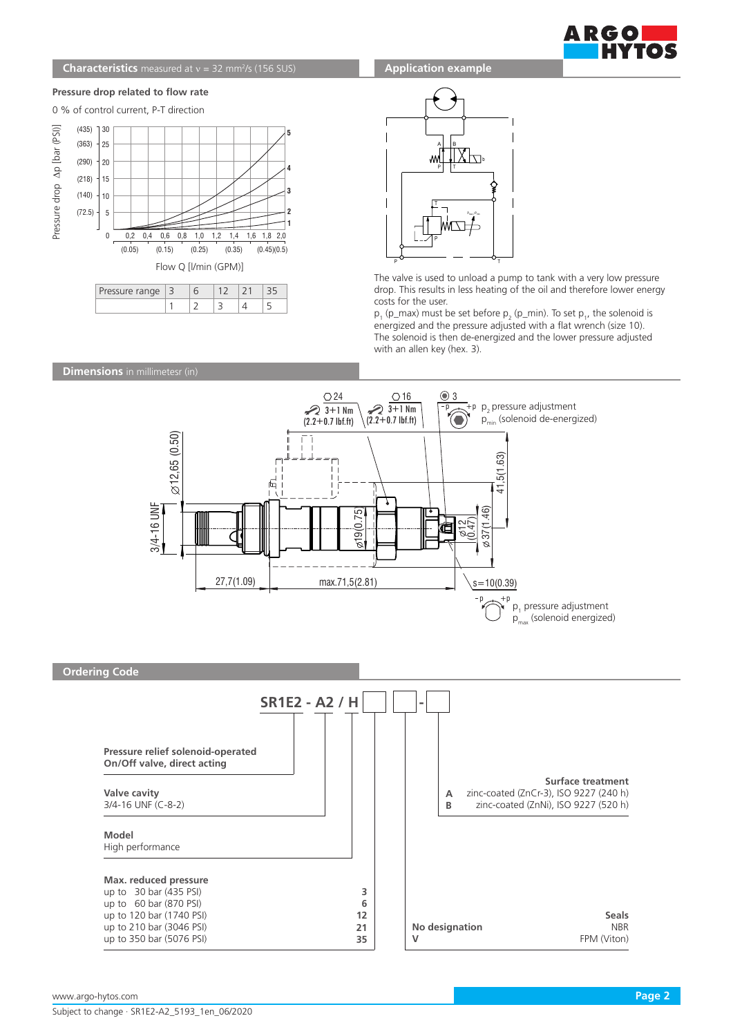## Characteristics measured at ν = 32 mm²/s (156 SUS)

### Pressure drop related to flow rate

0 % of control current, P-T direction

Pressure drop Δp [bar (PSI)]

(435) 30
(363) 25
(290) 20
(218) 15
(140) 10
(72.5) 5
0

0,2 0,4 0,6 0,8 1,0 1,2 1,4 1,6 1,8 2,0
(0.05) (0.15) (0.25) (0.35) (0.45)(0.5)

Flow Q [l/min (GPM)]

5
4
3
2
1

| Pressure range | 3 | 6 | 12 | 21 | 35 |
|---|---|---|---|---|---|
| | 1 | 2 | 3 | 4 | 5 |

## Application example

The valve is used to unload a pump to tank with a very low pressure drop. This results in less heating of the oil and therefore lower energy costs for the user.

$p_1$ (p_max) must be set before $p_2$ (p_min). To set $p_1$, the solenoid is energized and the pressure adjusted with a flat wrench (size 10). The solenoid is then de-energized and the lower pressure adjusted with an allen key (hex. 3).

## Dimensions in millimetesr (in)

24
3+1 Nm (2.2+0.7 lbf.ft)

16
3+1 Nm (2.2+0.7 lbf.ft)

3
-p +p $p_2$ pressure adjustment
$p_{min}$ (solenoid de-energized)

Ø12,65 (0.50)
3/4-16 UNF
Ø19(0.75)
41,5(1.63)
Ø12 (0.47)
Ø37(1.46)
27,7(1.09)
max.71,5(2.81)
s=10(0.39)

-p +p $p_1$ pressure adjustment
$p_{max}$ (solenoid energized)

## Ordering Code

**SR1E2 - A2 / H** ☐ ☐ - ☐

**Pressure relief solenoid-operated On/Off valve, direct acting**

**Valve cavity**
3/4-16 UNF (C-8-2)

**Model**
High performance

**Max. reduced pressure**

| | |
|---|---|
| up to 30 bar (435 PSI) | **3** |
| up to 60 bar (870 PSI) | **6** |
| up to 120 bar (1740 PSI) | **12** |
| up to 210 bar (3046 PSI) | **21** |
| up to 350 bar (5076 PSI) | **35** |

**Seals**

| | |
|---|---|
| **No designation** | NBR |
| **V** | FPM (Viton) |

**Surface treatment**

| | |
|---|---|
| **A** | zinc-coated (ZnCr-3), ISO 9227 (240 h) |
| **B** | zinc-coated (ZnNi), ISO 9227 (520 h) |

www.argo-hytos.com
Subject to change · SR1E2-A2_5193_1en_06/2020